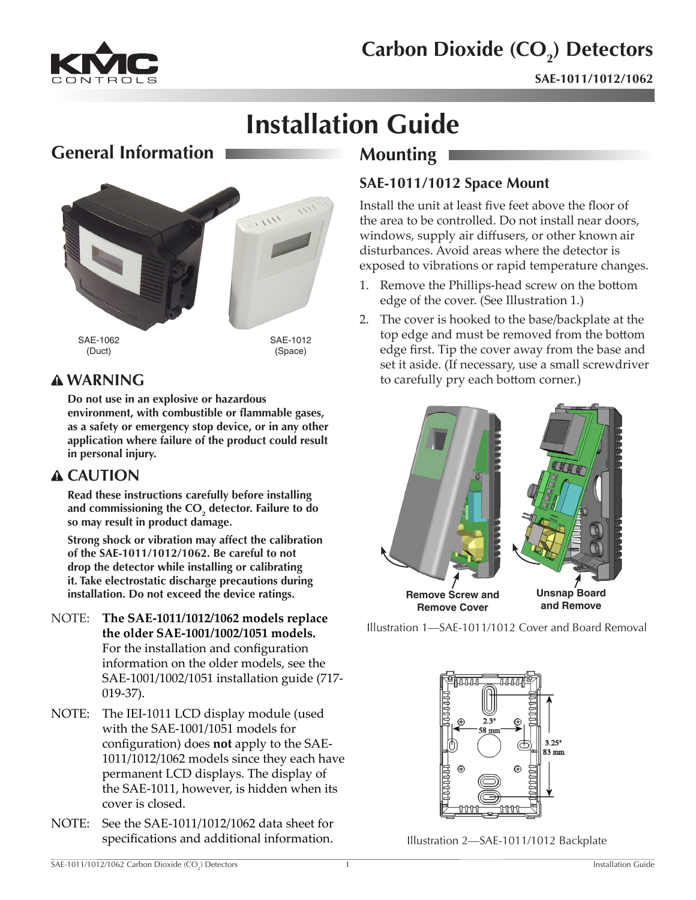# Carbon Dioxide ($CO_2$) Detectors

**SAE-1011/1012/1062**

# Installation Guide

## General Information

SAE-1062 (Duct)

SAE-1012 (Space)

### ⚠ WARNING

**Do not use in an explosive or hazardous environment, with combustible or flammable gases, as a safety or emergency stop device, or in any other application where failure of the product could result in personal injury.**

### ⚠ CAUTION

**Read these instructions carefully before installing and commissioning the $CO_2$ detector. Failure to do so may result in product damage.**

**Strong shock or vibration may affect the calibration of the SAE-1011/1012/1062. Be careful to not drop the detector while installing or calibrating it. Take electrostatic discharge precautions during installation. Do not exceed the device ratings.**

NOTE: **The SAE-1011/1012/1062 models replace the older SAE-1001/1002/1051 models.** For the installation and configuration information on the older models, see the SAE-1001/1002/1051 installation guide (717-019-37).

NOTE: The IEI-1011 LCD display module (used with the SAE-1001/1051 models for configuration) does **not** apply to the SAE-1011/1012/1062 models since they each have permanent LCD displays. The display of the SAE-1011, however, is hidden when its cover is closed.

NOTE: See the SAE-1011/1012/1062 data sheet for specifications and additional information.

## Mounting

### SAE-1011/1012 Space Mount

Install the unit at least five feet above the floor of the area to be controlled. Do not install near doors, windows, supply air diffusers, or other known air disturbances. Avoid areas where the detector is exposed to vibrations or rapid temperature changes.

1. Remove the Phillips-head screw on the bottom edge of the cover. (See Illustration 1.)
2. The cover is hooked to the base/backplate at the top edge and must be removed from the bottom edge first. Tip the cover away from the base and set it aside. (If necessary, use a small screwdriver to carefully pry each bottom corner.)

Remove Screw and Remove Cover

Unsnap Board and Remove

Illustration 1—SAE-1011/1012 Cover and Board Removal

2.3" 58 mm

3.25" 83 mm

Illustration 2—SAE-1011/1012 Backplate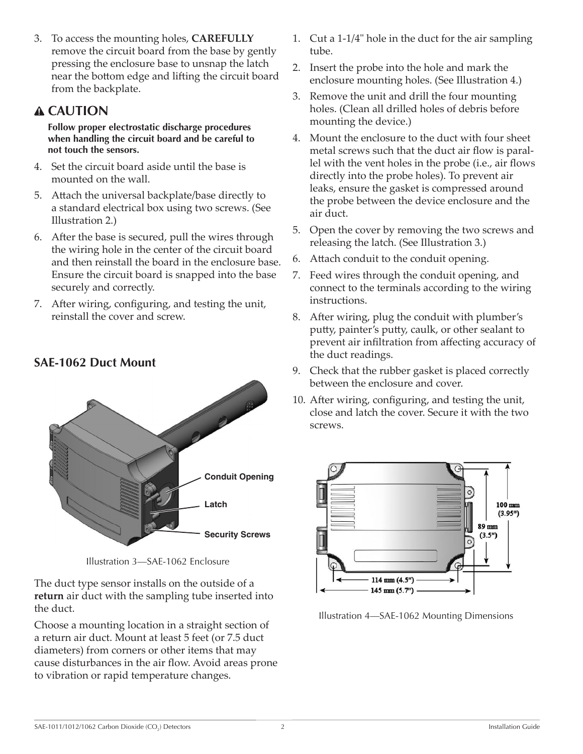3. To access the mounting holes, **CAREFULLY** remove the circuit board from the base by gently pressing the enclosure base to unsnap the latch near the bottom edge and lifting the circuit board from the backplate.

## ⚠ CAUTION

**Follow proper electrostatic discharge procedures when handling the circuit board and be careful to not touch the sensors.**

4. Set the circuit board aside until the base is mounted on the wall.
5. Attach the universal backplate/base directly to a standard electrical box using two screws. (See Illustration 2.)
6. After the base is secured, pull the wires through the wiring hole in the center of the circuit board and then reinstall the board in the enclosure base. Ensure the circuit board is snapped into the base securely and correctly.
7. After wiring, configuring, and testing the unit, reinstall the cover and screw.

## SAE-1062 Duct Mount

Conduit Opening

Latch

Security Screws

Illustration 3—SAE-1062 Enclosure

The duct type sensor installs on the outside of a **return** air duct with the sampling tube inserted into the duct.

Choose a mounting location in a straight section of a return air duct. Mount at least 5 feet (or 7.5 duct diameters) from corners or other items that may cause disturbances in the air flow. Avoid areas prone to vibration or rapid temperature changes.

1. Cut a 1-1/4" hole in the duct for the air sampling tube.
2. Insert the probe into the hole and mark the enclosure mounting holes. (See Illustration 4.)
3. Remove the unit and drill the four mounting holes. (Clean all drilled holes of debris before mounting the device.)
4. Mount the enclosure to the duct with four sheet metal screws such that the duct air flow is parallel with the vent holes in the probe (i.e., air flows directly into the probe holes). To prevent air leaks, ensure the gasket is compressed around the probe between the device enclosure and the air duct.
5. Open the cover by removing the two screws and releasing the latch. (See Illustration 3.)
6. Attach conduit to the conduit opening.
7. Feed wires through the conduit opening, and connect to the terminals according to the wiring instructions.
8. After wiring, plug the conduit with plumber's putty, painter's putty, caulk, or other sealant to prevent air infiltration from affecting accuracy of the duct readings.
9. Check that the rubber gasket is placed correctly between the enclosure and cover.
10. After wiring, configuring, and testing the unit, close and latch the cover. Secure it with the two screws.

100 mm (3.95")

89 mm (3.5")

114 mm (4.5")

145 mm (5.7")

Illustration 4—SAE-1062 Mounting Dimensions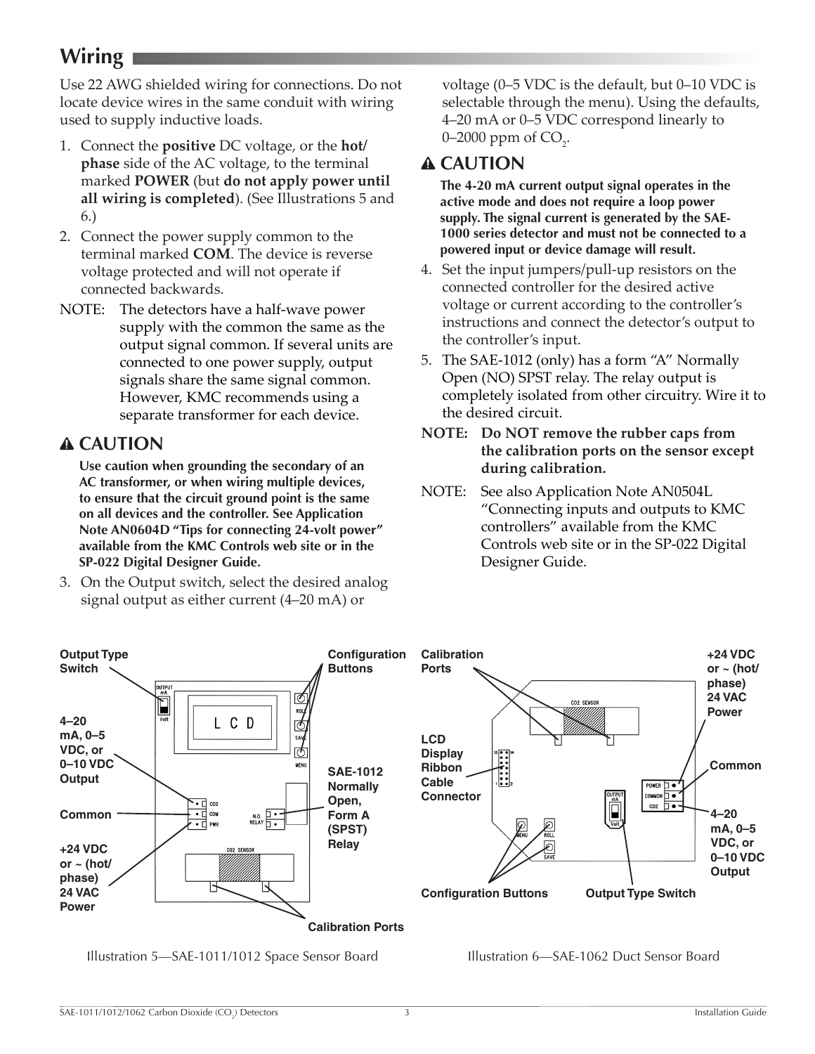# Wiring

Use 22 AWG shielded wiring for connections. Do not locate device wires in the same conduit with wiring used to supply inductive loads.

1. Connect the **positive** DC voltage, or the **hot/ phase** side of the AC voltage, to the terminal marked **POWER** (but **do not apply power until all wiring is completed**). (See Illustrations 5 and 6.)
2. Connect the power supply common to the terminal marked **COM**. The device is reverse voltage protected and will not operate if connected backwards.

NOTE: The detectors have a half-wave power supply with the common the same as the output signal common. If several units are connected to one power supply, output signals share the same signal common. However, KMC recommends using a separate transformer for each device.

## ⚠ CAUTION

**Use caution when grounding the secondary of an AC transformer, or when wiring multiple devices, to ensure that the circuit ground point is the same on all devices and the controller. See Application Note AN0604D "Tips for connecting 24-volt power" available from the KMC Controls web site or in the SP-022 Digital Designer Guide.**

3. On the Output switch, select the desired analog signal output as either current (4–20 mA) or voltage (0–5 VDC is the default, but 0–10 VDC is selectable through the menu). Using the defaults, 4–20 mA or 0–5 VDC correspond linearly to 0–2000 ppm of $CO_2$.

## ⚠ CAUTION

**The 4-20 mA current output signal operates in the active mode and does not require a loop power supply. The signal current is generated by the SAE-1000 series detector and must not be connected to a powered input or device damage will result.**

4. Set the input jumpers/pull-up resistors on the connected controller for the desired active voltage or current according to the controller's instructions and connect the detector's output to the controller's input.
5. The SAE-1012 (only) has a form "A" Normally Open (NO) SPST relay. The relay output is completely isolated from other circuitry. Wire it to the desired circuit.

**NOTE: Do NOT remove the rubber caps from the calibration ports on the sensor except during calibration.**

NOTE: See also Application Note AN0504L "Connecting inputs and outputs to KMC controllers" available from the KMC Controls web site or in the SP-022 Digital Designer Guide.

Illustration 5—SAE-1011/1012 Space Sensor Board

Illustration 6—SAE-1062 Duct Sensor Board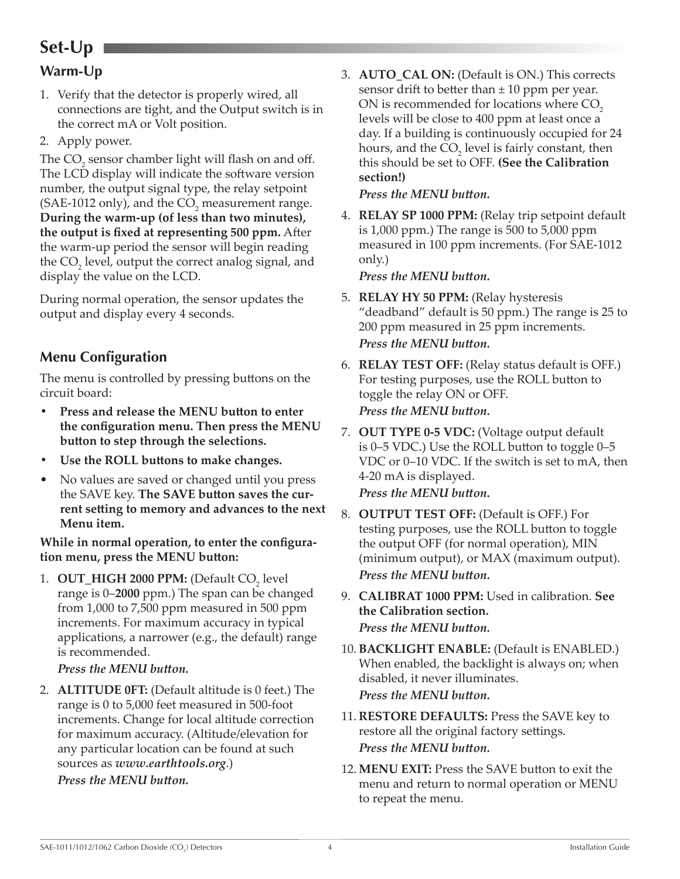## Set-Up

### Warm-Up

1. Verify that the detector is properly wired, all connections are tight, and the Output switch is in the correct mA or Volt position.
2. Apply power.

The $CO_2$ sensor chamber light will flash on and off. The LCD display will indicate the software version number, the output signal type, the relay setpoint (SAE-1012 only), and the $CO_2$ measurement range. **During the warm-up (of less than two minutes), the output is fixed at representing 500 ppm.** After the warm-up period the sensor will begin reading the $CO_2$ level, output the correct analog signal, and display the value on the LCD.

During normal operation, the sensor updates the output and display every 4 seconds.

### Menu Configuration

The menu is controlled by pressing buttons on the circuit board:

- **Press and release the MENU button to enter the configuration menu. Then press the MENU button to step through the selections.**
- **Use the ROLL buttons to make changes.**
- No values are saved or changed until you press the SAVE key. **The SAVE button saves the current setting to memory and advances to the next Menu item.**

**While in normal operation, to enter the configuration menu, press the MENU button:**

1. **OUT_HIGH 2000 PPM:** (Default $CO_2$ level range is 0–**2000** ppm.) The span can be changed from 1,000 to 7,500 ppm measured in 500 ppm increments. For maximum accuracy in typical applications, a narrower (e.g., the default) range is recommended.
   ***Press the MENU button.***
2. **ALTITUDE 0FT:** (Default altitude is 0 feet.) The range is 0 to 5,000 feet measured in 500-foot increments. Change for local altitude correction for maximum accuracy. (Altitude/elevation for any particular location can be found at such sources as ***www.earthtools.org***.)
   ***Press the MENU button.***
3. **AUTO_CAL ON:** (Default is ON.) This corrects sensor drift to better than ± 10 ppm per year. ON is recommended for locations where $CO_2$ levels will be close to 400 ppm at least once a day. If a building is continuously occupied for 24 hours, and the $CO_2$ level is fairly constant, then this should be set to OFF. **(See the Calibration section!)**
   ***Press the MENU button.***
4. **RELAY SP 1000 PPM:** (Relay trip setpoint default is 1,000 ppm.) The range is 500 to 5,000 ppm measured in 100 ppm increments. (For SAE-1012 only.)
   ***Press the MENU button.***
5. **RELAY HY 50 PPM:** (Relay hysteresis "deadband" default is 50 ppm.) The range is 25 to 200 ppm measured in 25 ppm increments.
   ***Press the MENU button.***
6. **RELAY TEST OFF:** (Relay status default is OFF.) For testing purposes, use the ROLL button to toggle the relay ON or OFF.
   ***Press the MENU button.***
7. **OUT TYPE 0-5 VDC:** (Voltage output default is 0–5 VDC.) Use the ROLL button to toggle 0–5 VDC or 0–10 VDC. If the switch is set to mA, then 4-20 mA is displayed.
   ***Press the MENU button.***
8. **OUTPUT TEST OFF:** (Default is OFF.) For testing purposes, use the ROLL button to toggle the output OFF (for normal operation), MIN (minimum output), or MAX (maximum output).
   ***Press the MENU button.***
9. **CALIBRAT 1000 PPM:** Used in calibration. **See the Calibration section.**
   ***Press the MENU button.***
10. **BACKLIGHT ENABLE:** (Default is ENABLED.) When enabled, the backlight is always on; when disabled, it never illuminates.
    ***Press the MENU button.***
11. **RESTORE DEFAULTS:** Press the SAVE key to restore all the original factory settings.
    ***Press the MENU button.***
12. **MENU EXIT:** Press the SAVE button to exit the menu and return to normal operation or MENU to repeat the menu.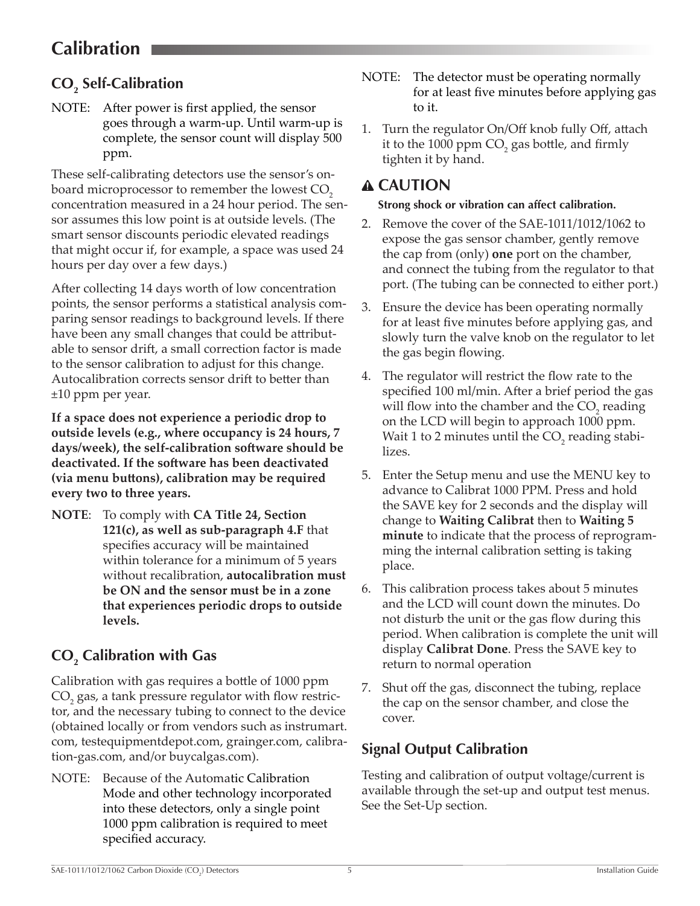# Calibration

## $CO_2$ Self-Calibration

NOTE: After power is first applied, the sensor goes through a warm-up. Until warm-up is complete, the sensor count will display 500 ppm.

These self-calibrating detectors use the sensor's on-board microprocessor to remember the lowest $CO_2$ concentration measured in a 24 hour period. The sensor assumes this low point is at outside levels. (The smart sensor discounts periodic elevated readings that might occur if, for example, a space was used 24 hours per day over a few days.)

After collecting 14 days worth of low concentration points, the sensor performs a statistical analysis comparing sensor readings to background levels. If there have been any small changes that could be attributable to sensor drift, a small correction factor is made to the sensor calibration to adjust for this change. Autocalibration corrects sensor drift to better than ±10 ppm per year.

**If a space does not experience a periodic drop to outside levels (e.g., where occupancy is 24 hours, 7 days/week), the self-calibration software should be deactivated. If the software has been deactivated (via menu buttons), calibration may be required every two to three years.**

**NOTE**: To comply with **CA Title 24, Section 121(c), as well as sub-paragraph 4.F** that specifies accuracy will be maintained within tolerance for a minimum of 5 years without recalibration, **autocalibration must be ON and the sensor must be in a zone that experiences periodic drops to outside levels.**

## $CO_2$ Calibration with Gas

Calibration with gas requires a bottle of 1000 ppm $CO_2$ gas, a tank pressure regulator with flow restrictor, and the necessary tubing to connect to the device (obtained locally or from vendors such as instrumart.com, testequipmentdepot.com, grainger.com, calibration-gas.com, and/or buycalgas.com).

NOTE: Because of the Automatic Calibration Mode and other technology incorporated into these detectors, only a single point 1000 ppm calibration is required to meet specified accuracy.

NOTE: The detector must be operating normally for at least five minutes before applying gas to it.

1. Turn the regulator On/Off knob fully Off, attach it to the 1000 ppm $CO_2$ gas bottle, and firmly tighten it by hand.

### ⚠ CAUTION

**Strong shock or vibration can affect calibration.**

2. Remove the cover of the SAE-1011/1012/1062 to expose the gas sensor chamber, gently remove the cap from (only) **one** port on the chamber, and connect the tubing from the regulator to that port. (The tubing can be connected to either port.)
3. Ensure the device has been operating normally for at least five minutes before applying gas, and slowly turn the valve knob on the regulator to let the gas begin flowing.
4. The regulator will restrict the flow rate to the specified 100 ml/min. After a brief period the gas will flow into the chamber and the $CO_2$ reading on the LCD will begin to approach 1000 ppm. Wait 1 to 2 minutes until the $CO_2$ reading stabilizes.
5. Enter the Setup menu and use the MENU key to advance to Calibrat 1000 PPM. Press and hold the SAVE key for 2 seconds and the display will change to **Waiting Calibrat** then to **Waiting 5 minute** to indicate that the process of reprogramming the internal calibration setting is taking place.
6. This calibration process takes about 5 minutes and the LCD will count down the minutes. Do not disturb the unit or the gas flow during this period. When calibration is complete the unit will display **Calibrat Done**. Press the SAVE key to return to normal operation
7. Shut off the gas, disconnect the tubing, replace the cap on the sensor chamber, and close the cover.

## Signal Output Calibration

Testing and calibration of output voltage/current is available through the set-up and output test menus. See the Set-Up section.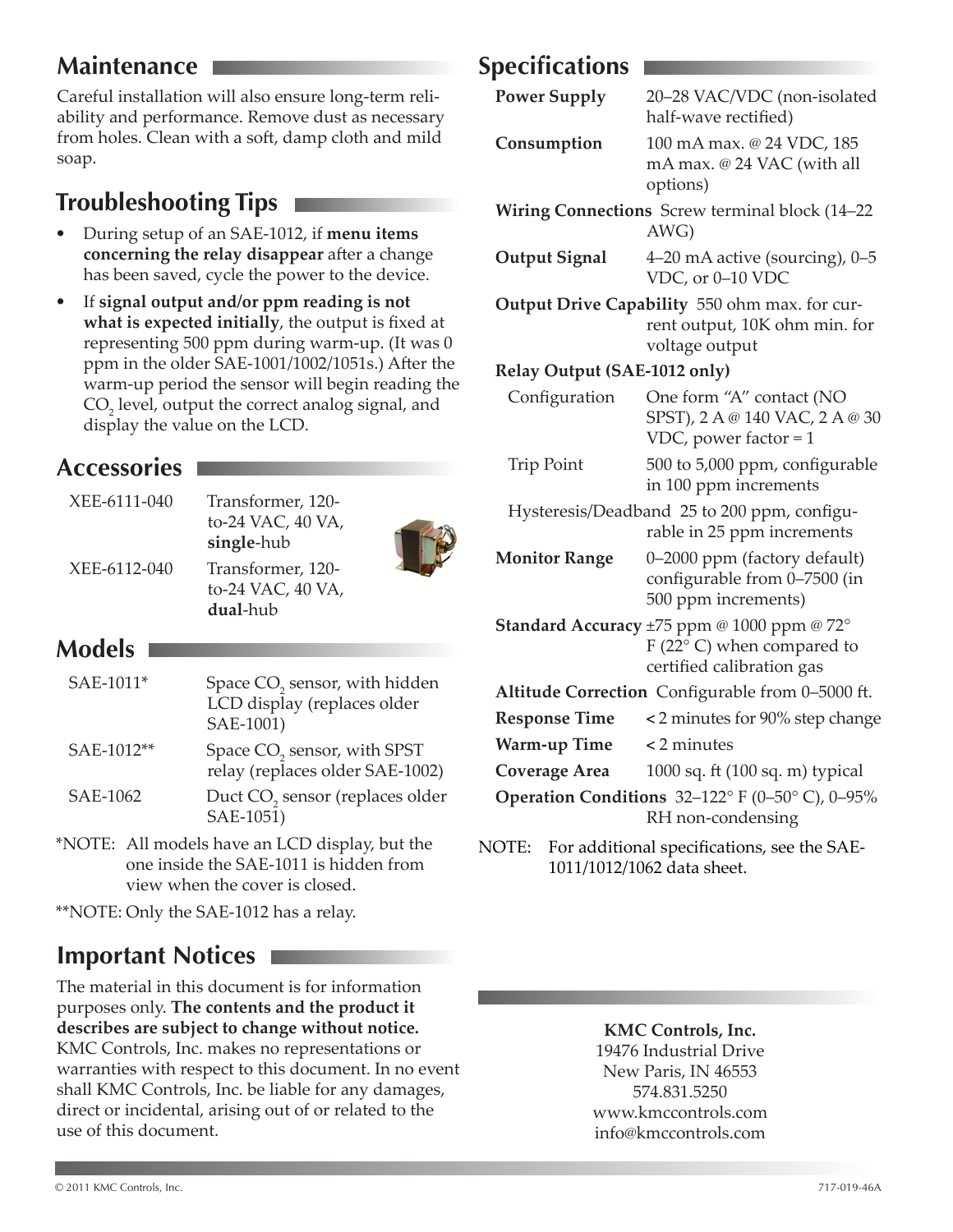## Maintenance

Careful installation will also ensure long-term reliability and performance. Remove dust as necessary from holes. Clean with a soft, damp cloth and mild soap.

## Troubleshooting Tips

- During setup of an SAE-1012, if **menu items concerning the relay disappear** after a change has been saved, cycle the power to the device.
- If **signal output and/or ppm reading is not what is expected initially**, the output is fixed at representing 500 ppm during warm-up. (It was 0 ppm in the older SAE-1001/1002/1051s.) After the warm-up period the sensor will begin reading the $CO_2$ level, output the correct analog signal, and display the value on the LCD.

## Accessories

| | |
|---|---|
| XEE-6111-040 | Transformer, 120-to-24 VAC, 40 VA, **single**-hub |
| XEE-6112-040 | Transformer, 120-to-24 VAC, 40 VA, **dual**-hub |

## Models

| | |
|---|---|
| SAE-1011* | Space $CO_2$ sensor, with hidden LCD display (replaces older SAE-1001) |
| SAE-1012** | Space $CO_2$ sensor, with SPST relay (replaces older SAE-1002) |
| SAE-1062 | Duct $CO_2$ sensor (replaces older SAE-1051) |

*NOTE: All models have an LCD display, but the one inside the SAE-1011 is hidden from view when the cover is closed.

**NOTE: Only the SAE-1012 has a relay.

## Important Notices

The material in this document is for information purposes only. **The contents and the product it describes are subject to change without notice.** KMC Controls, Inc. makes no representations or warranties with respect to this document. In no event shall KMC Controls, Inc. be liable for any damages, direct or incidental, arising out of or related to the use of this document.

## Specifications

| | |
|---|---|
| **Power Supply** | 20–28 VAC/VDC (non-isolated half-wave rectified) |
| **Consumption** | 100 mA max. @ 24 VDC, 185 mA max. @ 24 VAC (with all options) |
| **Wiring Connections** | Screw terminal block (14–22 AWG) |
| **Output Signal** | 4–20 mA active (sourcing), 0–5 VDC, or 0–10 VDC |
| **Output Drive Capability** | 550 ohm max. for current output, 10K ohm min. for voltage output |
| **Relay Output (SAE-1012 only)** | |
| Configuration | One form "A" contact (NO SPST), 2 A @ 140 VAC, 2 A @ 30 VDC, power factor = 1 |
| Trip Point | 500 to 5,000 ppm, configurable in 100 ppm increments |
| Hysteresis/Deadband | 25 to 200 ppm, configurable in 25 ppm increments |
| **Monitor Range** | 0–2000 ppm (factory default) configurable from 0–7500 (in 500 ppm increments) |
| **Standard Accuracy** | ±75 ppm @ 1000 ppm @ 72° F (22° C) when compared to certified calibration gas |
| **Altitude Correction** | Configurable from 0–5000 ft. |
| **Response Time** | < 2 minutes for 90% step change |
| **Warm-up Time** | < 2 minutes |
| **Coverage Area** | 1000 sq. ft (100 sq. m) typical |
| **Operation Conditions** | 32–122° F (0–50° C), 0–95% RH non-condensing |

NOTE: For additional specifications, see the SAE-1011/1012/1062 data sheet.

**KMC Controls, Inc.**
19476 Industrial Drive
New Paris, IN 46553
574.831.5250
www.kmccontrols.com
info@kmccontrols.com

© 2011 KMC Controls, Inc. 717-019-46A